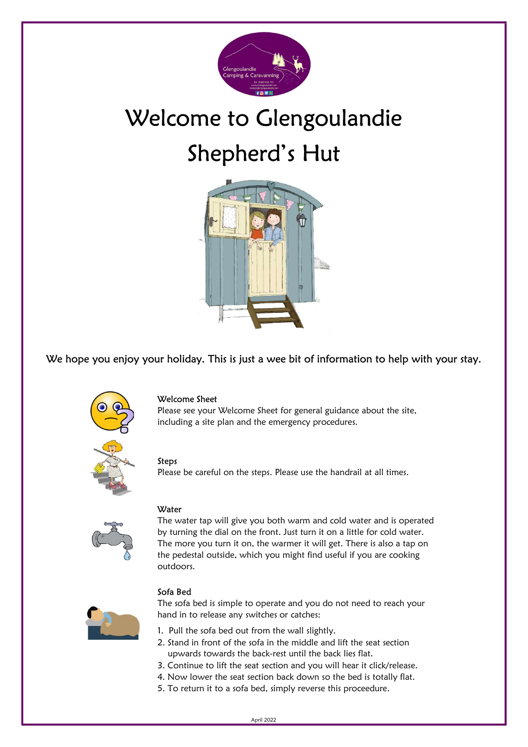# Welcome to Glengoulandie Shepherd's Hut

We hope you enjoy your holiday. This is just a wee bit of information to help with your stay.

### Welcome Sheet

Please see your Welcome Sheet for general guidance about the site, including a site plan and the emergency procedures.

### Steps

Please be careful on the steps. Please use the handrail at all times.

### Water

The water tap will give you both warm and cold water and is operated by turning the dial on the front. Just turn it on a little for cold water. The more you turn it on, the warmer it will get. There is also a tap on the pedestal outside, which you might find useful if you are cooking outdoors.

### Sofa Bed

The sofa bed is simple to operate and you do not need to reach your hand in to release any switches or catches:

1. Pull the sofa bed out from the wall slightly.
2. Stand in front of the sofa in the middle and lift the seat section upwards towards the back-rest until the back lies flat.
3. Continue to lift the seat section and you will hear it click/release.
4. Now lower the seat section back down so the bed is totally flat.
5. To return it to a sofa bed, simply reverse this proceedure.

April 2022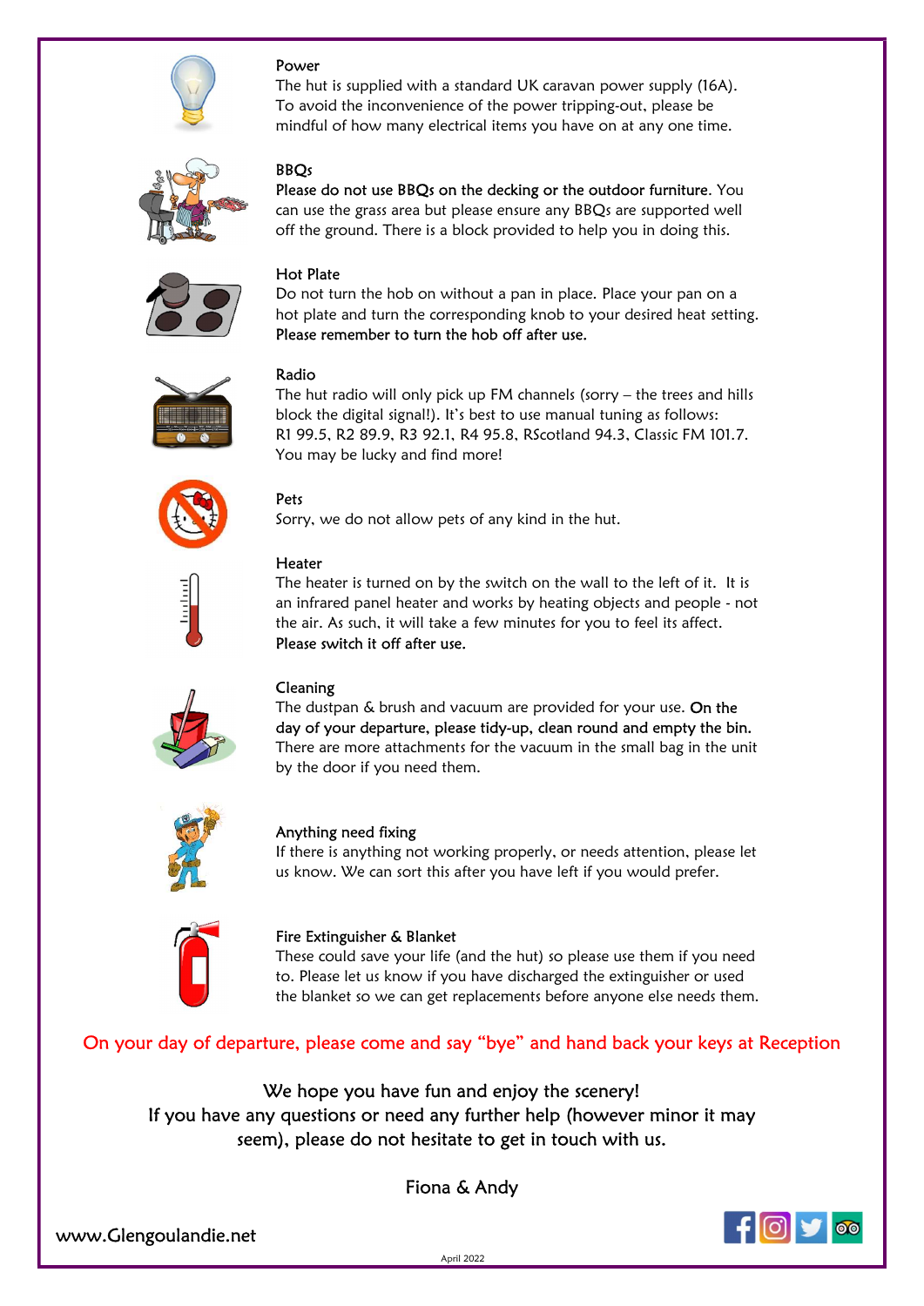### Power

The hut is supplied with a standard UK caravan power supply (16A). To avoid the inconvenience of the power tripping-out, please be mindful of how many electrical items you have on at any one time.

### BBQs

**Please do not use BBQs on the decking or the outdoor furniture**. You can use the grass area but please ensure any BBQs are supported well off the ground. There is a block provided to help you in doing this.

### Hot Plate

Do not turn the hob on without a pan in place. Place your pan on a hot plate and turn the corresponding knob to your desired heat setting. **Please remember to turn the hob off after use.**

### Radio

The hut radio will only pick up FM channels (sorry – the trees and hills block the digital signal!). It's best to use manual tuning as follows: R1 99.5, R2 89.9, R3 92.1, R4 95.8, RScotland 94.3, Classic FM 101.7. You may be lucky and find more!

### Pets

Sorry, we do not allow pets of any kind in the hut.

### Heater

The heater is turned on by the switch on the wall to the left of it. It is an infrared panel heater and works by heating objects and people - not the air. As such, it will take a few minutes for you to feel its affect. **Please switch it off after use.**

### Cleaning

The dustpan & brush and vacuum are provided for your use. **On the day of your departure, please tidy-up, clean round and empty the bin.** There are more attachments for the vacuum in the small bag in the unit by the door if you need them.

### Anything need fixing

If there is anything not working properly, or needs attention, please let us know. We can sort this after you have left if you would prefer.

### Fire Extinguisher & Blanket

These could save your life (and the hut) so please use them if you need to. Please let us know if you have discharged the extinguisher or used the blanket so we can get replacements before anyone else needs them.

**On your day of departure, please come and say "bye" and hand back your keys at Reception**

We hope you have fun and enjoy the scenery!
If you have any questions or need any further help (however minor it may seem), please do not hesitate to get in touch with us.

Fiona & Andy

www.Glengoulandie.net

April 2022